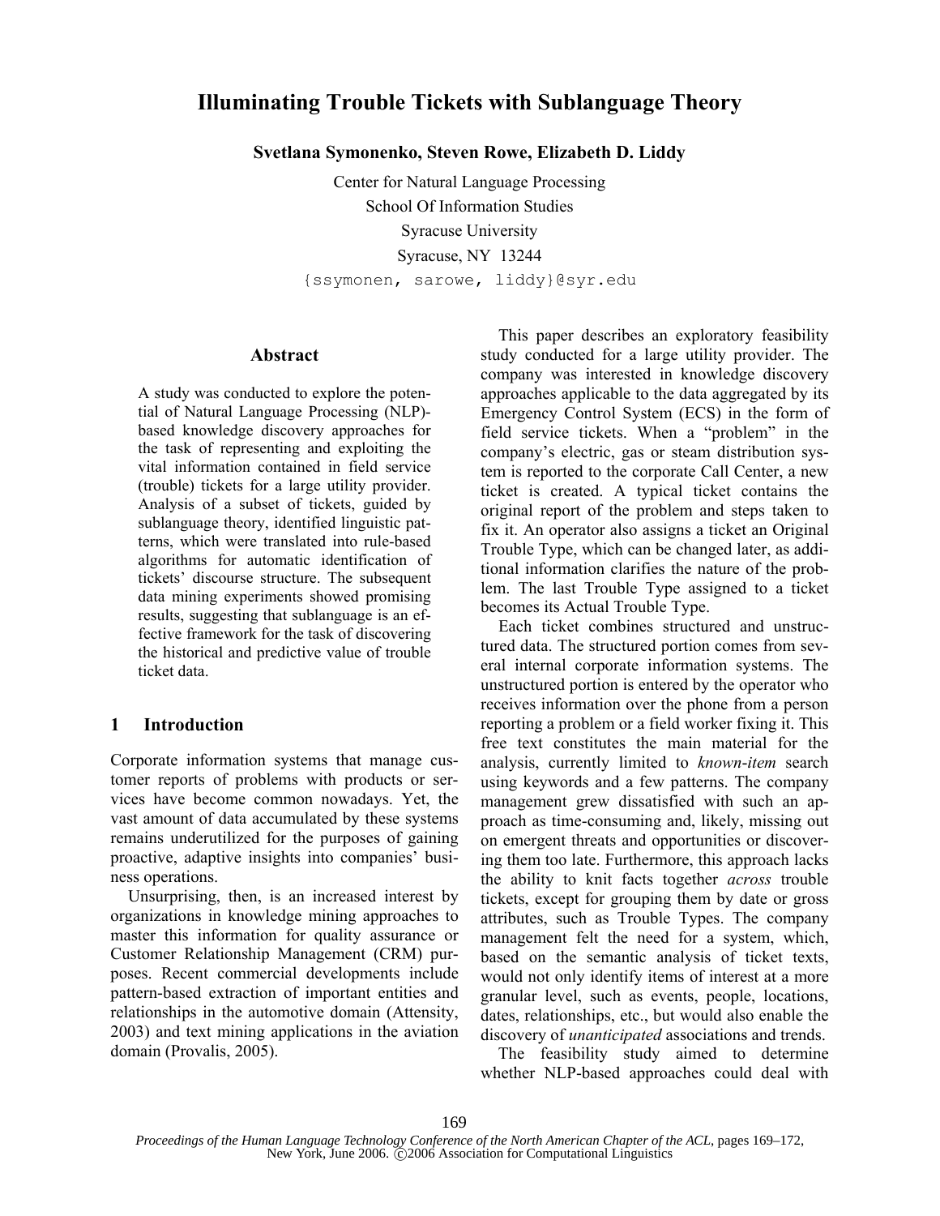# Illuminating Trouble Tickets with Sublanguage Theory

**Svetlana Symonenko, Steven Rowe, Elizabeth D. Liddy**

Center for Natural Language Processing
School Of Information Studies
Syracuse University
Syracuse, NY 13244
{ssymonen, sarowe, liddy}@syr.edu

## Abstract

A study was conducted to explore the potential of Natural Language Processing (NLP)-based knowledge discovery approaches for the task of representing and exploiting the vital information contained in field service (trouble) tickets for a large utility provider. Analysis of a subset of tickets, guided by sublanguage theory, identified linguistic patterns, which were translated into rule-based algorithms for automatic identification of tickets' discourse structure. The subsequent data mining experiments showed promising results, suggesting that sublanguage is an effective framework for the task of discovering the historical and predictive value of trouble ticket data.

## 1 Introduction

Corporate information systems that manage customer reports of problems with products or services have become common nowadays. Yet, the vast amount of data accumulated by these systems remains underutilized for the purposes of gaining proactive, adaptive insights into companies' business operations.

Unsurprising, then, is an increased interest by organizations in knowledge mining approaches to master this information for quality assurance or Customer Relationship Management (CRM) purposes. Recent commercial developments include pattern-based extraction of important entities and relationships in the automotive domain (Attensity, 2003) and text mining applications in the aviation domain (Provalis, 2005).

This paper describes an exploratory feasibility study conducted for a large utility provider. The company was interested in knowledge discovery approaches applicable to the data aggregated by its Emergency Control System (ECS) in the form of field service tickets. When a "problem" in the company's electric, gas or steam distribution system is reported to the corporate Call Center, a new ticket is created. A typical ticket contains the original report of the problem and steps taken to fix it. An operator also assigns a ticket an Original Trouble Type, which can be changed later, as additional information clarifies the nature of the problem. The last Trouble Type assigned to a ticket becomes its Actual Trouble Type.

Each ticket combines structured and unstructured data. The structured portion comes from several internal corporate information systems. The unstructured portion is entered by the operator who receives information over the phone from a person reporting a problem or a field worker fixing it. This free text constitutes the main material for the analysis, currently limited to *known-item* search using keywords and a few patterns. The company management grew dissatisfied with such an approach as time-consuming and, likely, missing out on emergent threats and opportunities or discovering them too late. Furthermore, this approach lacks the ability to knit facts together *across* trouble tickets, except for grouping them by date or gross attributes, such as Trouble Types. The company management felt the need for a system, which, based on the semantic analysis of ticket texts, would not only identify items of interest at a more granular level, such as events, people, locations, dates, relationships, etc., but would also enable the discovery of *unanticipated* associations and trends.

The feasibility study aimed to determine whether NLP-based approaches could deal with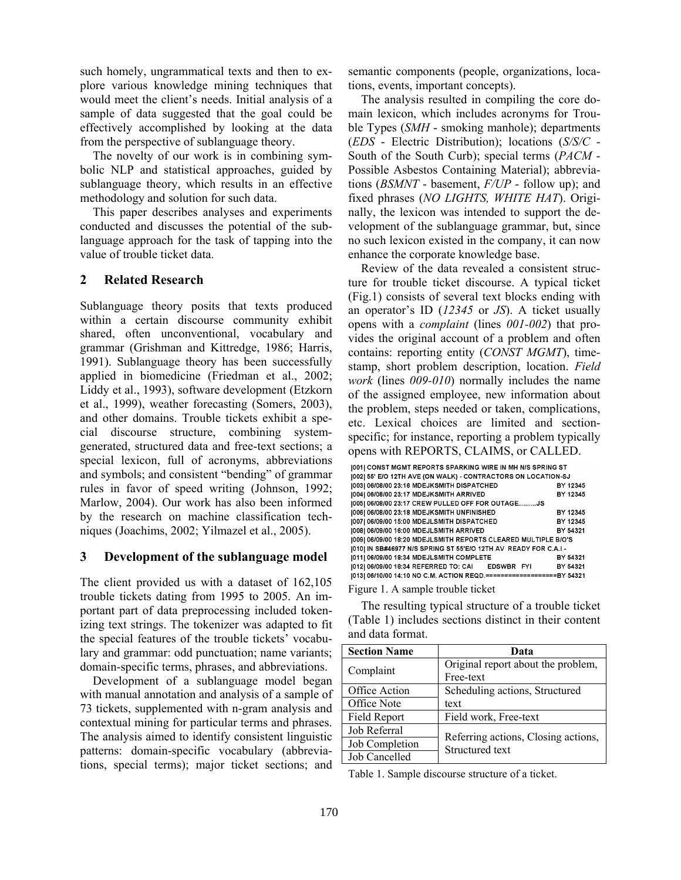such homely, ungrammatical texts and then to explore various knowledge mining techniques that would meet the client's needs. Initial analysis of a sample of data suggested that the goal could be effectively accomplished by looking at the data from the perspective of sublanguage theory.

The novelty of our work is in combining symbolic NLP and statistical approaches, guided by sublanguage theory, which results in an effective methodology and solution for such data.

This paper describes analyses and experiments conducted and discusses the potential of the sublanguage approach for the task of tapping into the value of trouble ticket data.

## 2 Related Research

Sublanguage theory posits that texts produced within a certain discourse community exhibit shared, often unconventional, vocabulary and grammar (Grishman and Kittredge, 1986; Harris, 1991). Sublanguage theory has been successfully applied in biomedicine (Friedman et al., 2002; Liddy et al., 1993), software development (Etzkorn et al., 1999), weather forecasting (Somers, 2003), and other domains. Trouble tickets exhibit a special discourse structure, combining system-generated, structured data and free-text sections; a special lexicon, full of acronyms, abbreviations and symbols; and consistent "bending" of grammar rules in favor of speed writing (Johnson, 1992; Marlow, 2004). Our work has also been informed by the research on machine classification techniques (Joachims, 2002; Yilmazel et al., 2005).

## 3 Development of the sublanguage model

The client provided us with a dataset of 162,105 trouble tickets dating from 1995 to 2005. An important part of data preprocessing included tokenizing text strings. The tokenizer was adapted to fit the special features of the trouble tickets' vocabulary and grammar: odd punctuation; name variants; domain-specific terms, phrases, and abbreviations.

Development of a sublanguage model began with manual annotation and analysis of a sample of 73 tickets, supplemented with n-gram analysis and contextual mining for particular terms and phrases. The analysis aimed to identify consistent linguistic patterns: domain-specific vocabulary (abbreviations, special terms); major ticket sections; and semantic components (people, organizations, locations, events, important concepts).

The analysis resulted in compiling the core domain lexicon, which includes acronyms for Trouble Types (*SMH* - smoking manhole); departments (*EDS* - Electric Distribution); locations (*S/S/C* - South of the South Curb); special terms (*PACM* - Possible Asbestos Containing Material); abbreviations (*BSMNT* - basement, *F/UP* - follow up); and fixed phrases (*NO LIGHTS, WHITE HAT*). Originally, the lexicon was intended to support the development of the sublanguage grammar, but, since no such lexicon existed in the company, it can now enhance the corporate knowledge base.

Review of the data revealed a consistent structure for trouble ticket discourse. A typical ticket (Fig.1) consists of several text blocks ending with an operator's ID (*12345* or *JS*). A ticket usually opens with a *complaint* (lines *001-002*) that provides the original account of a problem and often contains: reporting entity (*CONST MGMT*), timestamp, short problem description, location. *Field work* (lines *009-010*) normally includes the name of the assigned employee, new information about the problem, steps needed or taken, complications, etc. Lexical choices are limited and section-specific; for instance, reporting a problem typically opens with REPORTS, CLAIMS, or CALLED.

```
|001| CONST MGMT REPORTS SPARKING WIRE IN MH N/S SPRING ST
|002| 55' E/O 12TH AVE (ON WALK) - CONTRACTORS ON LOCATION-SJ
|003| 06/08/00 23:16 MDEJKSMITH DISPATCHED                    BY 12345
|004| 06/08/00 23:17 MDEJKSMITH ARRIVED                       BY 12345
|005| 06/08/00 23:17 CREW PULLED OFF FOR OUTAGE.........JS
|006| 06/08/00 23:18 MDEJKSMITH UNFINISHED                    BY 12345
|007| 06/09/00 15:00 MDEJLSMITH DISPATCHED                    BY 12345
|008| 06/09/00 16:00 MDEJLSMITH ARRIVED                       BY 54321
|009| 06/09/00 18:20 MDEJLSMITH REPORTS CLEARED MULTIPLE B/O'S
|010| IN SB#46977 N/S SPRING ST 55'E/O 12TH AV  READY FOR C.A.I -
|011| 06/09/00 18:34 MDEJLSMITH COMPLETE                      BY 54321
|012| 06/09/00 18:34 REFERRED TO: CAI      EDSWBR  FYI        BY 54321
|013| 06/10/00 14:10 NO C.M. ACTION REQD.==================BY 54321
```

Figure 1. A sample trouble ticket

The resulting typical structure of a trouble ticket (Table 1) includes sections distinct in their content and data format.

| Section Name | Data |
|---|---|
| Complaint | Original report about the problem, Free-text |
| Office Action | Scheduling actions, Structured text |
| Office Note | |
| Field Report | Field work, Free-text |
| Job Referral | Referring actions, Closing actions, Structured text |
| Job Completion | |
| Job Cancelled | |

Table 1. Sample discourse structure of a ticket.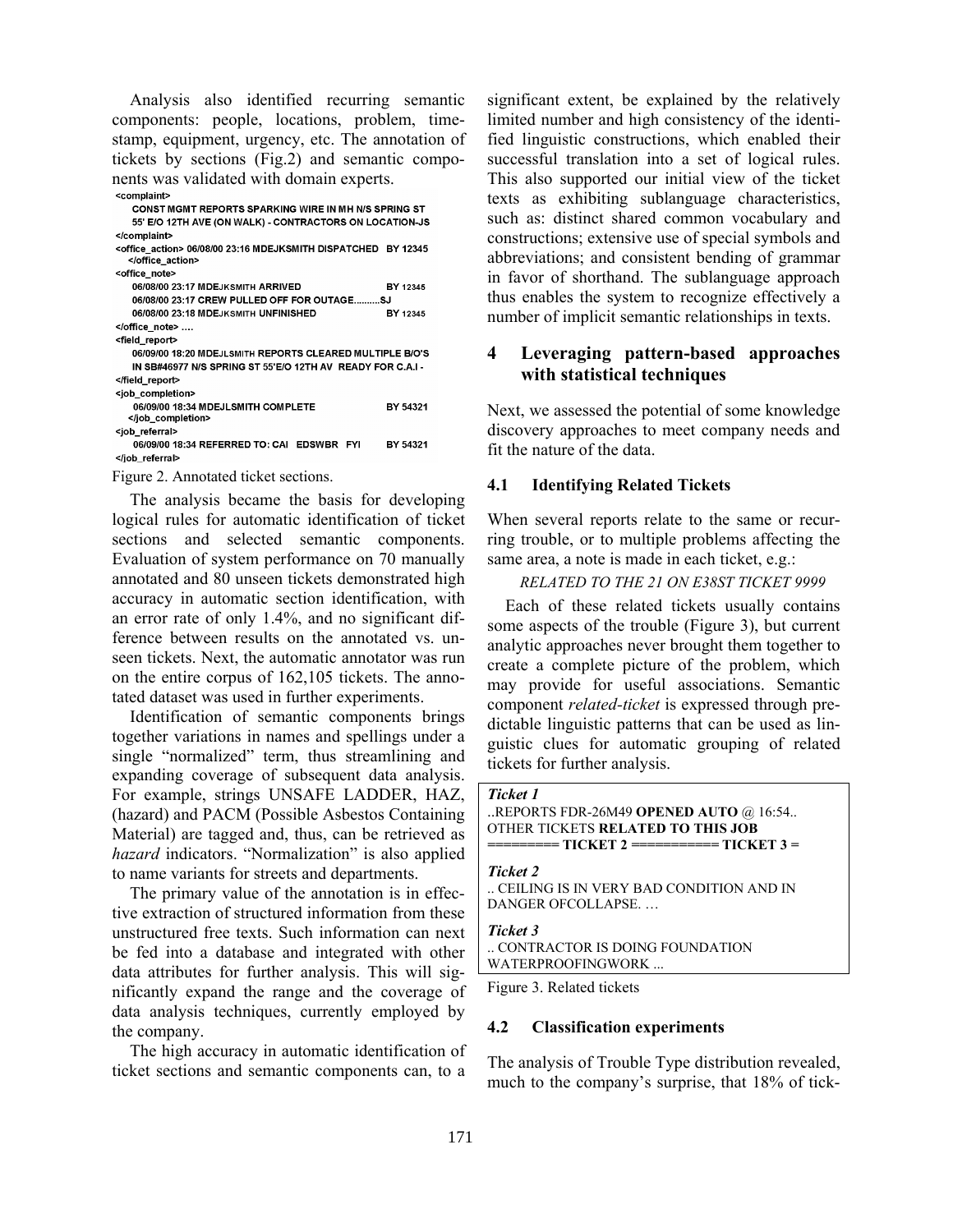Analysis also identified recurring semantic components: people, locations, problem, timestamp, equipment, urgency, etc. The annotation of tickets by sections (Fig.2) and semantic components was validated with domain experts.

```
<complaint>
  CONST MGMT REPORTS SPARKING WIRE IN MH N/S SPRING ST
  55' E/O 12TH AVE (ON WALK) - CONTRACTORS ON LOCATION-JS
</complaint>
<office_action> 06/08/00 23:16 MDEJKSMITH DISPATCHED   BY 12345
  </office_action>
<office_note>
  06/08/00 23:17 MDEJKSMITH ARRIVED                    BY 12345
  06/08/00 23:17 CREW PULLED OFF FOR OUTAGE.........SJ
  06/08/00 23:18 MDEJKSMITH UNFINISHED                 BY 12345
</office_note> ....
<field_report>
  06/09/00 18:20 MDEJLSMITH REPORTS CLEARED MULTIPLE B/O'S
  IN SB#46977 N/S SPRING ST 55'E/O 12TH AV  READY FOR C.A.I -
</field_report>
<job_completion>
  06/09/00 18:34 MDEJLSMITH COMPLETE                   BY 54321
  </job_completion>
<job_referral>
  06/09/00 18:34 REFERRED TO: CAI   EDSWBR   FYI       BY 54321
</job_referral>
```

Figure 2. Annotated ticket sections.

The analysis became the basis for developing logical rules for automatic identification of ticket sections and selected semantic components. Evaluation of system performance on 70 manually annotated and 80 unseen tickets demonstrated high accuracy in automatic section identification, with an error rate of only 1.4%, and no significant difference between results on the annotated vs. unseen tickets. Next, the automatic annotator was run on the entire corpus of 162,105 tickets. The annotated dataset was used in further experiments.

Identification of semantic components brings together variations in names and spellings under a single "normalized" term, thus streamlining and expanding coverage of subsequent data analysis. For example, strings UNSAFE LADDER, HAZ, (hazard) and PACM (Possible Asbestos Containing Material) are tagged and, thus, can be retrieved as *hazard* indicators. "Normalization" is also applied to name variants for streets and departments.

The primary value of the annotation is in effective extraction of structured information from these unstructured free texts. Such information can next be fed into a database and integrated with other data attributes for further analysis. This will significantly expand the range and the coverage of data analysis techniques, currently employed by the company.

The high accuracy in automatic identification of ticket sections and semantic components can, to a significant extent, be explained by the relatively limited number and high consistency of the identified linguistic constructions, which enabled their successful translation into a set of logical rules. This also supported our initial view of the ticket texts as exhibiting sublanguage characteristics, such as: distinct shared common vocabulary and constructions; extensive use of special symbols and abbreviations; and consistent bending of grammar in favor of shorthand. The sublanguage approach thus enables the system to recognize effectively a number of implicit semantic relationships in texts.

## 4 Leveraging pattern-based approaches with statistical techniques

Next, we assessed the potential of some knowledge discovery approaches to meet company needs and fit the nature of the data.

### 4.1 Identifying Related Tickets

When several reports relate to the same or recurring trouble, or to multiple problems affecting the same area, a note is made in each ticket, e.g.:

*RELATED TO THE 21 ON E38ST TICKET 9999*

Each of these related tickets usually contains some aspects of the trouble (Figure 3), but current analytic approaches never brought them together to create a complete picture of the problem, which may provide for useful associations. Semantic component *related-ticket* is expressed through predictable linguistic patterns that can be used as linguistic clues for automatic grouping of related tickets for further analysis.

***Ticket 1***
..REPORTS FDR-26M49 **OPENED AUTO** @ 16:54..
OTHER TICKETS **RELATED TO THIS JOB**
**========= TICKET 2 =========== TICKET 3 =**

***Ticket 2***
.. CEILING IS IN VERY BAD CONDITION AND IN DANGER OFCOLLAPSE. …

***Ticket 3***
.. CONTRACTOR IS DOING FOUNDATION WATERPROOFINGWORK ...

Figure 3. Related tickets

### 4.2 Classification experiments

The analysis of Trouble Type distribution revealed, much to the company's surprise, that 18% of tick-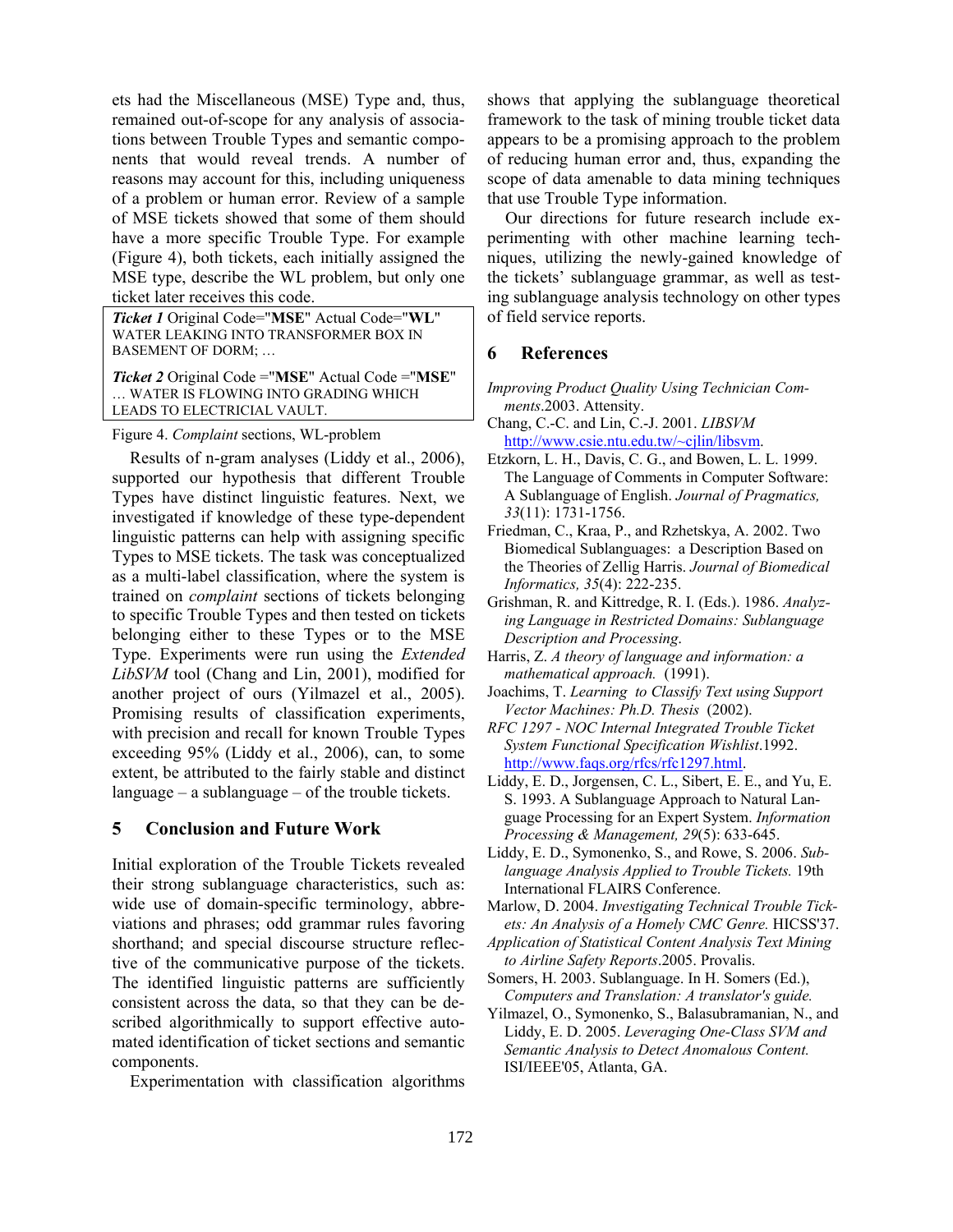ets had the Miscellaneous (MSE) Type and, thus, remained out-of-scope for any analysis of associations between Trouble Types and semantic components that would reveal trends. A number of reasons may account for this, including uniqueness of a problem or human error. Review of a sample of MSE tickets showed that some of them should have a more specific Trouble Type. For example (Figure 4), both tickets, each initially assigned the MSE type, describe the WL problem, but only one ticket later receives this code.

***Ticket 1*** Original Code="**MSE**" Actual Code="**WL**"
WATER LEAKING INTO TRANSFORMER BOX IN BASEMENT OF DORM; …

***Ticket 2*** Original Code ="**MSE**" Actual Code ="**MSE**"
… WATER IS FLOWING INTO GRADING WHICH LEADS TO ELECTRICIAL VAULT.

Figure 4. *Complaint* sections, WL-problem

Results of n-gram analyses (Liddy et al., 2006), supported our hypothesis that different Trouble Types have distinct linguistic features. Next, we investigated if knowledge of these type-dependent linguistic patterns can help with assigning specific Types to MSE tickets. The task was conceptualized as a multi-label classification, where the system is trained on *complaint* sections of tickets belonging to specific Trouble Types and then tested on tickets belonging either to these Types or to the MSE Type. Experiments were run using the *Extended LibSVM* tool (Chang and Lin, 2001), modified for another project of ours (Yilmazel et al., 2005). Promising results of classification experiments, with precision and recall for known Trouble Types exceeding 95% (Liddy et al., 2006), can, to some extent, be attributed to the fairly stable and distinct language – a sublanguage – of the trouble tickets.

## 5 Conclusion and Future Work

Initial exploration of the Trouble Tickets revealed their strong sublanguage characteristics, such as: wide use of domain-specific terminology, abbreviations and phrases; odd grammar rules favoring shorthand; and special discourse structure reflective of the communicative purpose of the tickets. The identified linguistic patterns are sufficiently consistent across the data, so that they can be described algorithmically to support effective automated identification of ticket sections and semantic components.

Experimentation with classification algorithms shows that applying the sublanguage theoretical framework to the task of mining trouble ticket data appears to be a promising approach to the problem of reducing human error and, thus, expanding the scope of data amenable to data mining techniques that use Trouble Type information.

Our directions for future research include experimenting with other machine learning techniques, utilizing the newly-gained knowledge of the tickets' sublanguage grammar, as well as testing sublanguage analysis technology on other types of field service reports.

## 6 References

*Improving Product Quality Using Technician Comments*.2003. Attensity.

Chang, C.-C. and Lin, C.-J. 2001. *LIBSVM* http://www.csie.ntu.edu.tw/~cjlin/libsvm.

Etzkorn, L. H., Davis, C. G., and Bowen, L. L. 1999. The Language of Comments in Computer Software: A Sublanguage of English. *Journal of Pragmatics, 33*(11): 1731-1756.

Friedman, C., Kraa, P., and Rzhetskya, A. 2002. Two Biomedical Sublanguages: a Description Based on the Theories of Zellig Harris. *Journal of Biomedical Informatics, 35*(4): 222-235.

Grishman, R. and Kittredge, R. I. (Eds.). 1986. *Analyzing Language in Restricted Domains: Sublanguage Description and Processing*.

Harris, Z. *A theory of language and information: a mathematical approach.* (1991).

Joachims, T. *Learning to Classify Text using Support Vector Machines: Ph.D. Thesis* (2002).

*RFC 1297 - NOC Internal Integrated Trouble Ticket System Functional Specification Wishlist*.1992. http://www.faqs.org/rfcs/rfc1297.html.

Liddy, E. D., Jorgensen, C. L., Sibert, E. E., and Yu, E. S. 1993. A Sublanguage Approach to Natural Language Processing for an Expert System. *Information Processing & Management, 29*(5): 633-645.

Liddy, E. D., Symonenko, S., and Rowe, S. 2006. *Sublanguage Analysis Applied to Trouble Tickets.* 19th International FLAIRS Conference.

Marlow, D. 2004. *Investigating Technical Trouble Tickets: An Analysis of a Homely CMC Genre.* HICSS'37.

*Application of Statistical Content Analysis Text Mining to Airline Safety Reports*.2005. Provalis.

Somers, H. 2003. Sublanguage. In H. Somers (Ed.), *Computers and Translation: A translator's guide.*

Yilmazel, O., Symonenko, S., Balasubramanian, N., and Liddy, E. D. 2005. *Leveraging One-Class SVM and Semantic Analysis to Detect Anomalous Content.* ISI/IEEE'05, Atlanta, GA.